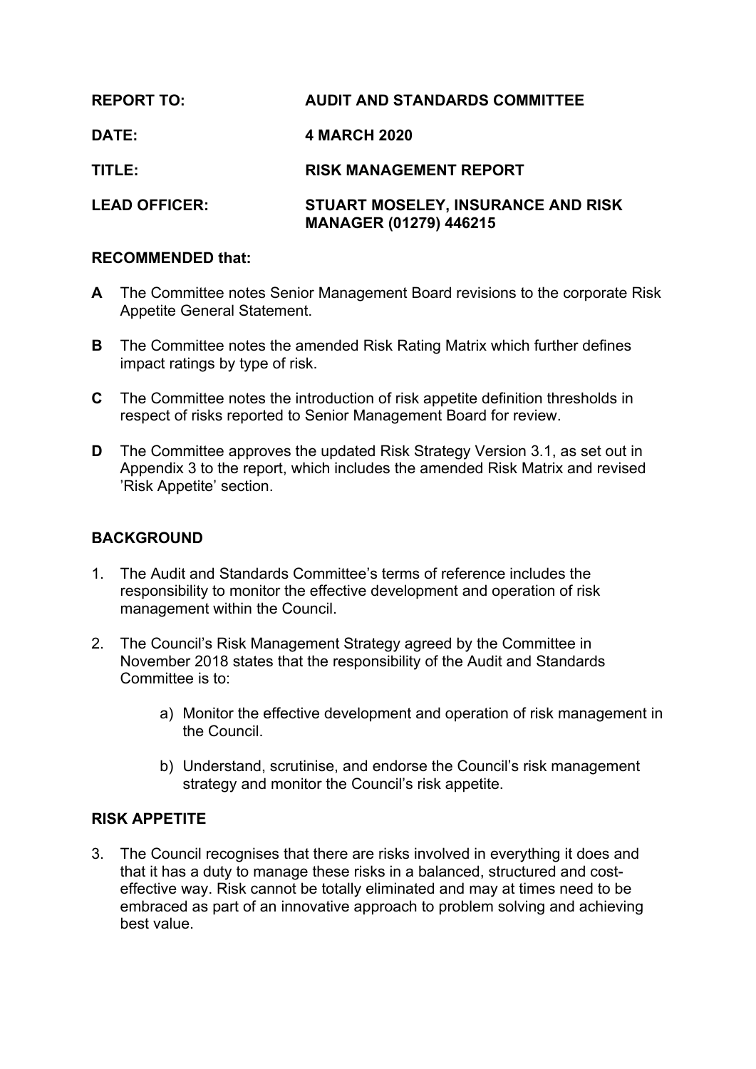**REPORT TO:** AUDIT AND STANDARDS COMMITTEE

**DATE:** 4 MARCH 2020

**TITLE:** RISK MANAGEMENT REPORT

**LEAD OFFICER:** STUART MOSELEY, INSURANCE AND RISK MANAGER (01279) 446215

**RECOMMENDED that:**

**A** The Committee notes Senior Management Board revisions to the corporate Risk Appetite General Statement.

**B** The Committee notes the amended Risk Rating Matrix which further defines impact ratings by type of risk.

**C** The Committee notes the introduction of risk appetite definition thresholds in respect of risks reported to Senior Management Board for review.

**D** The Committee approves the updated Risk Strategy Version 3.1, as set out in Appendix 3 to the report, which includes the amended Risk Matrix and revised 'Risk Appetite' section.

## BACKGROUND

1. The Audit and Standards Committee's terms of reference includes the responsibility to monitor the effective development and operation of risk management within the Council.

2. The Council's Risk Management Strategy agreed by the Committee in November 2018 states that the responsibility of the Audit and Standards Committee is to:

    a) Monitor the effective development and operation of risk management in the Council.

    b) Understand, scrutinise, and endorse the Council's risk management strategy and monitor the Council's risk appetite.

## RISK APPETITE

3. The Council recognises that there are risks involved in everything it does and that it has a duty to manage these risks in a balanced, structured and cost-effective way. Risk cannot be totally eliminated and may at times need to be embraced as part of an innovative approach to problem solving and achieving best value.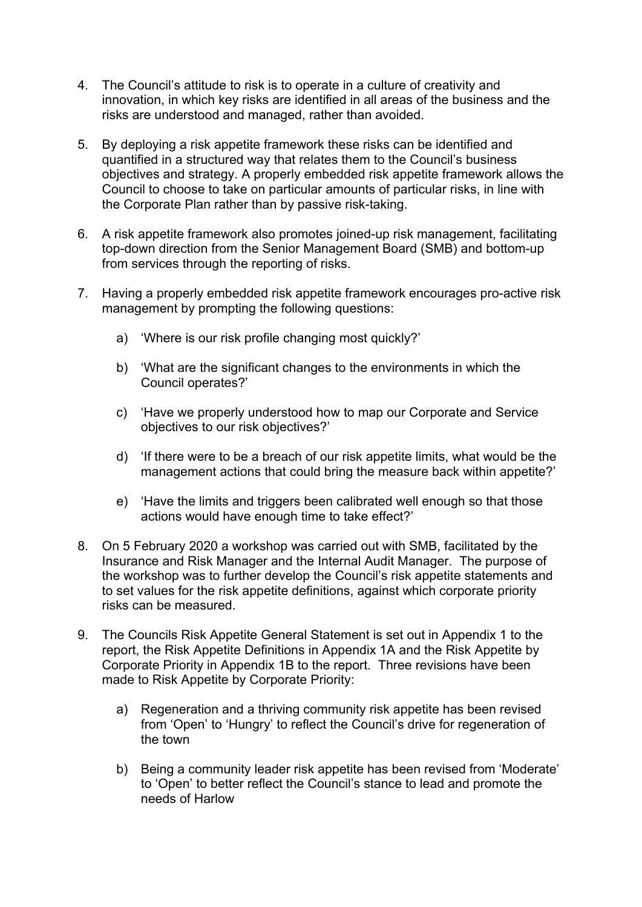4. The Council's attitude to risk is to operate in a culture of creativity and innovation, in which key risks are identified in all areas of the business and the risks are understood and managed, rather than avoided.

5. By deploying a risk appetite framework these risks can be identified and quantified in a structured way that relates them to the Council's business objectives and strategy. A properly embedded risk appetite framework allows the Council to choose to take on particular amounts of particular risks, in line with the Corporate Plan rather than by passive risk-taking.

6. A risk appetite framework also promotes joined-up risk management, facilitating top-down direction from the Senior Management Board (SMB) and bottom-up from services through the reporting of risks.

7. Having a properly embedded risk appetite framework encourages pro-active risk management by prompting the following questions:

   a) 'Where is our risk profile changing most quickly?'

   b) 'What are the significant changes to the environments in which the Council operates?'

   c) 'Have we properly understood how to map our Corporate and Service objectives to our risk objectives?'

   d) 'If there were to be a breach of our risk appetite limits, what would be the management actions that could bring the measure back within appetite?'

   e) 'Have the limits and triggers been calibrated well enough so that those actions would have enough time to take effect?'

8. On 5 February 2020 a workshop was carried out with SMB, facilitated by the Insurance and Risk Manager and the Internal Audit Manager. The purpose of the workshop was to further develop the Council's risk appetite statements and to set values for the risk appetite definitions, against which corporate priority risks can be measured.

9. The Councils Risk Appetite General Statement is set out in Appendix 1 to the report, the Risk Appetite Definitions in Appendix 1A and the Risk Appetite by Corporate Priority in Appendix 1B to the report. Three revisions have been made to Risk Appetite by Corporate Priority:

   a) Regeneration and a thriving community risk appetite has been revised from 'Open' to 'Hungry' to reflect the Council's drive for regeneration of the town

   b) Being a community leader risk appetite has been revised from 'Moderate' to 'Open' to better reflect the Council's stance to lead and promote the needs of Harlow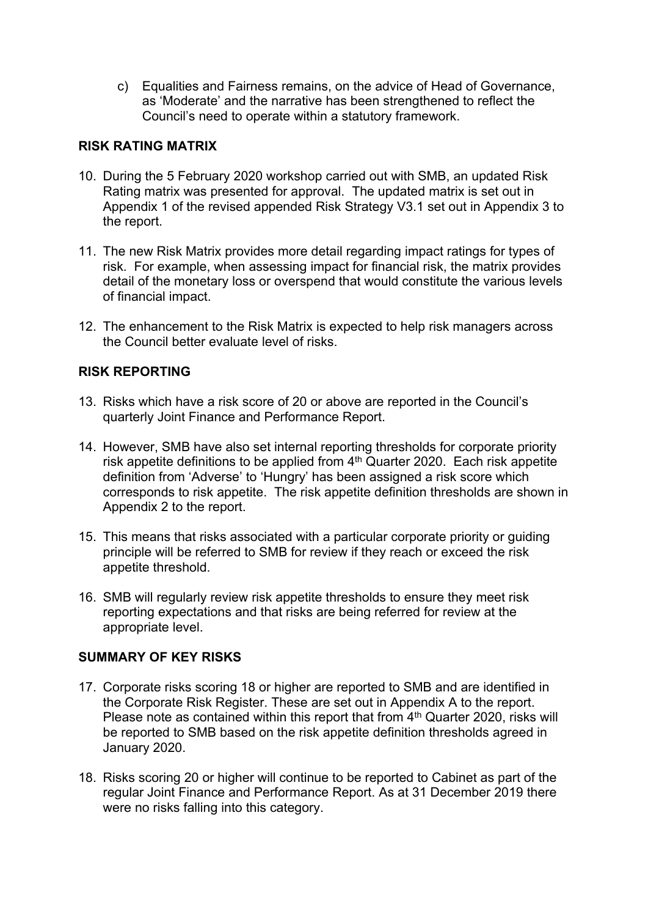c) Equalities and Fairness remains, on the advice of Head of Governance, as 'Moderate' and the narrative has been strengthened to reflect the Council's need to operate within a statutory framework.

## RISK RATING MATRIX

10. During the 5 February 2020 workshop carried out with SMB, an updated Risk Rating matrix was presented for approval. The updated matrix is set out in Appendix 1 of the revised appended Risk Strategy V3.1 set out in Appendix 3 to the report.

11. The new Risk Matrix provides more detail regarding impact ratings for types of risk. For example, when assessing impact for financial risk, the matrix provides detail of the monetary loss or overspend that would constitute the various levels of financial impact.

12. The enhancement to the Risk Matrix is expected to help risk managers across the Council better evaluate level of risks.

## RISK REPORTING

13. Risks which have a risk score of 20 or above are reported in the Council's quarterly Joint Finance and Performance Report.

14. However, SMB have also set internal reporting thresholds for corporate priority risk appetite definitions to be applied from 4th Quarter 2020. Each risk appetite definition from 'Adverse' to 'Hungry' has been assigned a risk score which corresponds to risk appetite. The risk appetite definition thresholds are shown in Appendix 2 to the report.

15. This means that risks associated with a particular corporate priority or guiding principle will be referred to SMB for review if they reach or exceed the risk appetite threshold.

16. SMB will regularly review risk appetite thresholds to ensure they meet risk reporting expectations and that risks are being referred for review at the appropriate level.

## SUMMARY OF KEY RISKS

17. Corporate risks scoring 18 or higher are reported to SMB and are identified in the Corporate Risk Register. These are set out in Appendix A to the report. Please note as contained within this report that from 4th Quarter 2020, risks will be reported to SMB based on the risk appetite definition thresholds agreed in January 2020.

18. Risks scoring 20 or higher will continue to be reported to Cabinet as part of the regular Joint Finance and Performance Report. As at 31 December 2019 there were no risks falling into this category.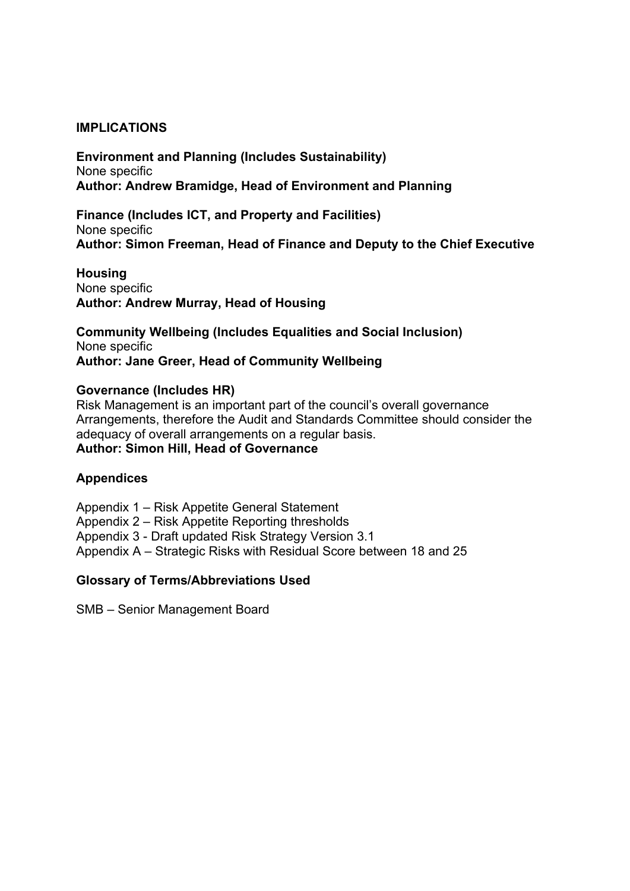## IMPLICATIONS

**Environment and Planning (Includes Sustainability)**
None specific
**Author: Andrew Bramidge, Head of Environment and Planning**

**Finance (Includes ICT, and Property and Facilities)**
None specific
**Author: Simon Freeman, Head of Finance and Deputy to the Chief Executive**

**Housing**
None specific
**Author: Andrew Murray, Head of Housing**

**Community Wellbeing (Includes Equalities and Social Inclusion)**
None specific
**Author: Jane Greer, Head of Community Wellbeing**

**Governance (Includes HR)**
Risk Management is an important part of the council's overall governance Arrangements, therefore the Audit and Standards Committee should consider the adequacy of overall arrangements on a regular basis.
**Author: Simon Hill, Head of Governance**

## Appendices

Appendix 1 – Risk Appetite General Statement
Appendix 2 – Risk Appetite Reporting thresholds
Appendix 3 - Draft updated Risk Strategy Version 3.1
Appendix A – Strategic Risks with Residual Score between 18 and 25

## Glossary of Terms/Abbreviations Used

SMB – Senior Management Board